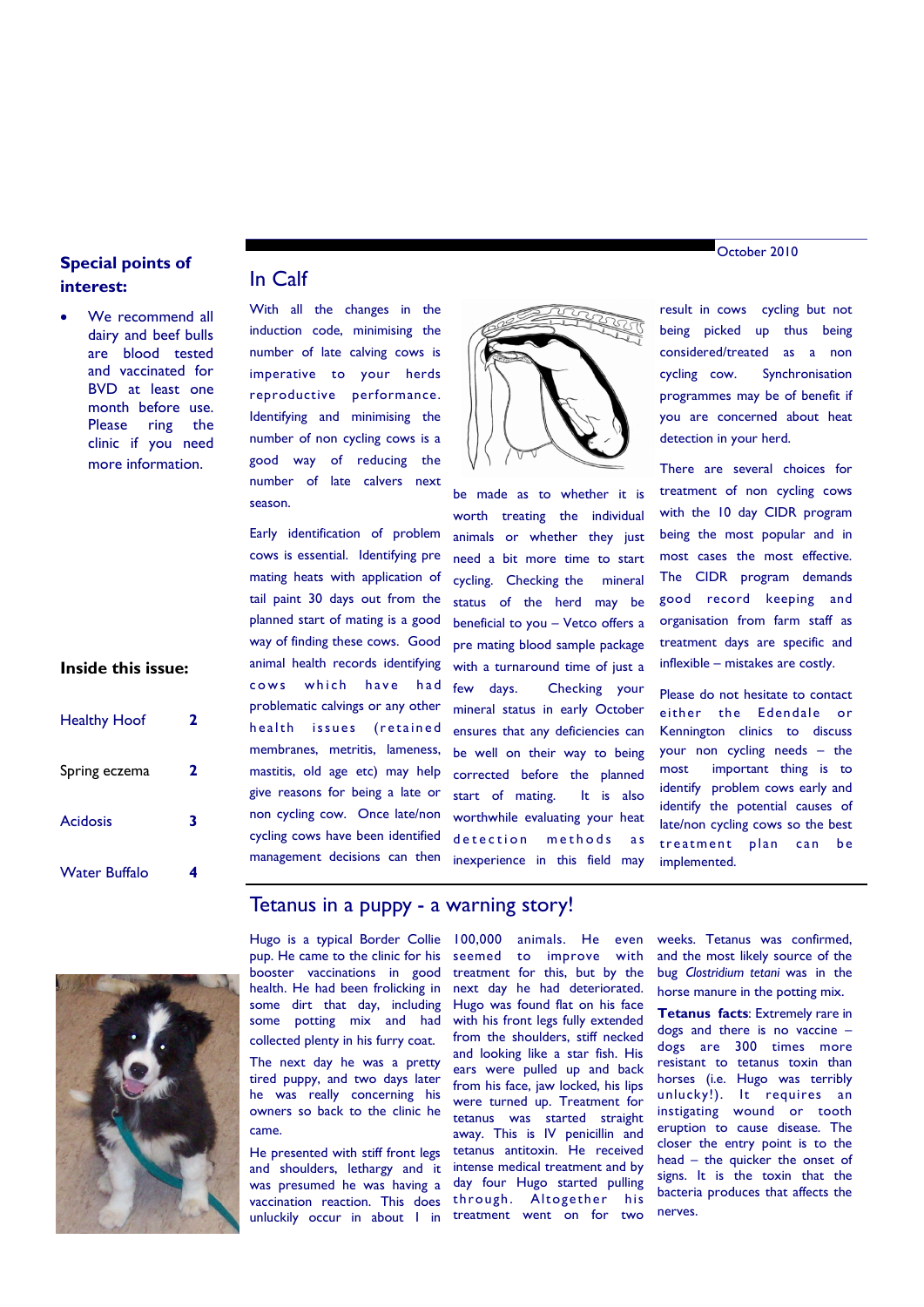October 2010

## Special points of interest:

- We recommend all dairy and beef bulls are blood tested and vaccinated for BVD at least one month before use. Please ring the clinic if you need more information.

## Inside this issue:

| | |
|---|---|
| Healthy Hoof | 2 |
| Spring eczema | 2 |
| Acidosis | 3 |
| Water Buffalo | 4 |

# In Calf

With all the changes in the induction code, minimising the number of late calving cows is imperative to your herds reproductive performance. Identifying and minimising the number of non cycling cows is a good way of reducing the number of late calvers next season.

Early identification of problem cows is essential. Identifying pre mating heats with application of tail paint 30 days out from the planned start of mating is a good way of finding these cows. Good animal health records identifying cows which have had problematic calvings or any other health issues (retained membranes, metritis, lameness, mastitis, old age etc) may help give reasons for being a late or non cycling cow. Once late/non cycling cows have been identified management decisions can then be made as to whether it is worth treating the individual animals or whether they just need a bit more time to start cycling. Checking the mineral status of the herd may be beneficial to you – Vetco offers a pre mating blood sample package with a turnaround time of just a few days. Checking your mineral status in early October ensures that any deficiencies can be well on their way to being corrected before the planned start of mating. It is also worthwhile evaluating your heat detection methods as inexperience in this field may result in cows cycling but not being picked up thus being considered/treated as a non cycling cow. Synchronisation programmes may be of benefit if you are concerned about heat detection in your herd.

There are several choices for treatment of non cycling cows with the 10 day CIDR program being the most popular and in most cases the most effective. The CIDR program demands good record keeping and organisation from farm staff as treatment days are specific and inflexible – mistakes are costly.

Please do not hesitate to contact either the Edendale or Kennington clinics to discuss your non cycling needs – the most important thing is to identify problem cows early and identify the potential causes of late/non cycling cows so the best treatment plan can be implemented.

# Tetanus in a puppy - a warning story!

Hugo is a typical Border Collie pup. He came to the clinic for his booster vaccinations in good health. He had been frolicking in some dirt that day, including some potting mix and had collected plenty in his furry coat.

The next day he was a pretty tired puppy, and two days later he was really concerning his owners so back to the clinic he came.

He presented with stiff front legs and shoulders, lethargy and it was presumed he was having a vaccination reaction. This does unluckily occur in about 1 in 100,000 animals. He even seemed to improve with treatment for this, but by the next day he had deteriorated. Hugo was found flat on his face with his front legs fully extended from the shoulders, stiff necked and looking like a star fish. His ears were pulled up and back from his face, jaw locked, his lips were turned up. Treatment for tetanus was started straight away. This is IV penicillin and tetanus antitoxin. He received intense medical treatment and by day four Hugo started pulling through. Altogether his treatment went on for two weeks. Tetanus was confirmed, and the most likely source of the bug *Clostridium tetani* was in the horse manure in the potting mix.

**Tetanus facts**: Extremely rare in dogs and there is no vaccine – dogs are 300 times more resistant to tetanus toxin than horses (i.e. Hugo was terribly unlucky!). It requires an instigating wound or tooth eruption to cause disease. The closer the entry point is to the head – the quicker the onset of signs. It is the toxin that the bacteria produces that affects the nerves.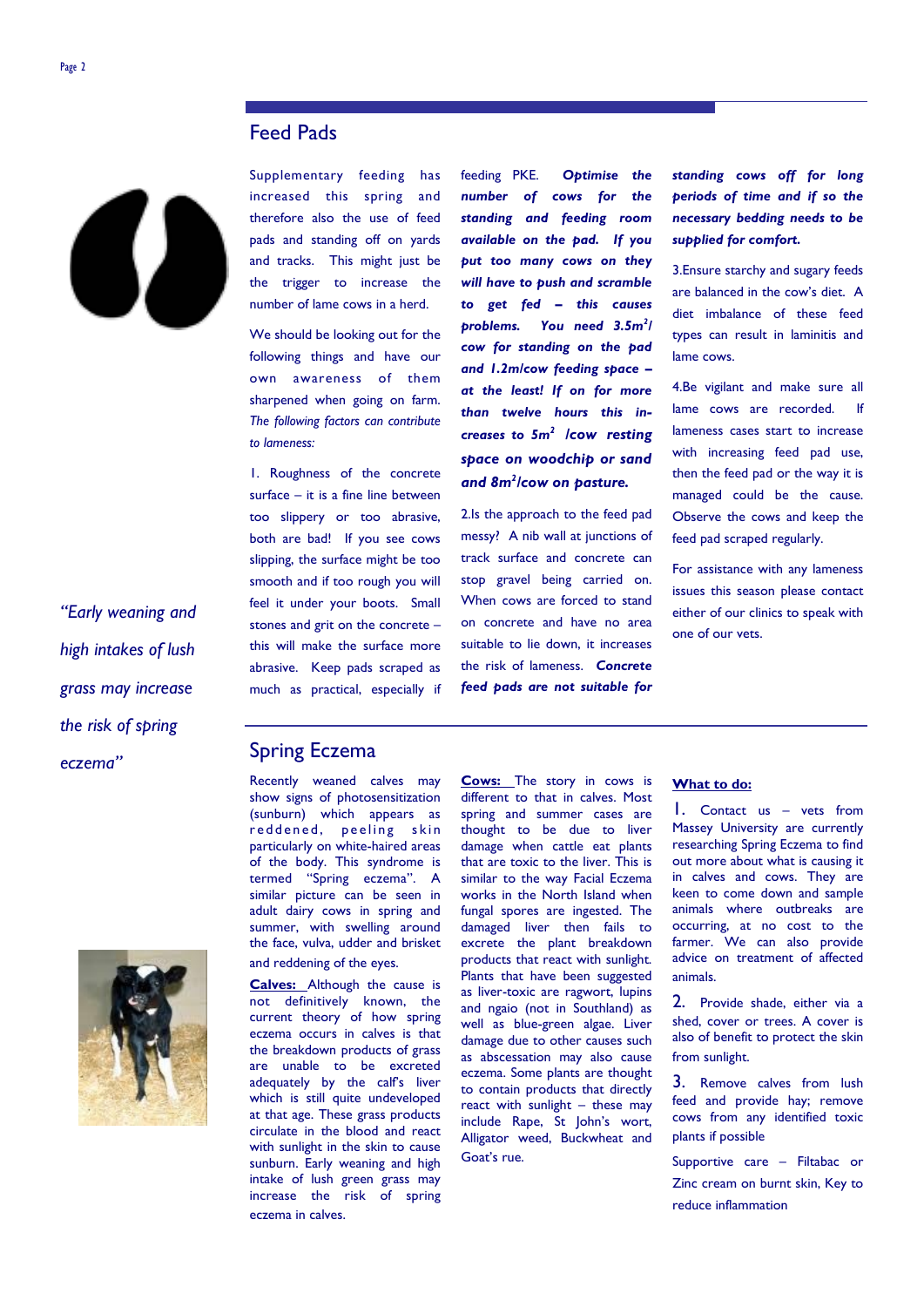## Feed Pads

Supplementary feeding has increased this spring and therefore also the use of feed pads and standing off on yards and tracks. This might just be the trigger to increase the number of lame cows in a herd.

We should be looking out for the following things and have our own awareness of them sharpened when going on farm. *The following factors can contribute to lameness:*

1. Roughness of the concrete surface – it is a fine line between too slippery or too abrasive, both are bad! If you see cows slipping, the surface might be too smooth and if too rough you will feel it under your boots. Small stones and grit on the concrete – this will make the surface more abrasive. Keep pads scraped as much as practical, especially if feeding PKE. ***Optimise the number of cows for the standing and feeding room available on the pad. If you put too many cows on they will have to push and scramble to get fed – this causes problems. You need 3.5m²/cow for standing on the pad and 1.2m/cow feeding space – at the least! If on for more than twelve hours this increases to 5m² /cow resting space on woodchip or sand and 8m²/cow on pasture.***

2. Is the approach to the feed pad messy? A nib wall at junctions of track surface and concrete can stop gravel being carried on. When cows are forced to stand on concrete and have no area suitable to lie down, it increases the risk of lameness. ***Concrete feed pads are not suitable for standing cows off for long periods of time and if so the necessary bedding needs to be supplied for comfort.***

3. Ensure starchy and sugary feeds are balanced in the cow's diet. A diet imbalance of these feed types can result in laminitis and lame cows.

4. Be vigilant and make sure all lame cows are recorded. If lameness cases start to increase with increasing feed pad use, then the feed pad or the way it is managed could be the cause. Observe the cows and keep the feed pad scraped regularly.

For assistance with any lameness issues this season please contact either of our clinics to speak with one of our vets.

*"Early weaning and high intakes of lush grass may increase the risk of spring eczema"*

## Spring Eczema

Recently weaned calves may show signs of photosensitization (sunburn) which appears as reddened, peeling skin particularly on white-haired areas of the body. This syndrome is termed "Spring eczema". A similar picture can be seen in adult dairy cows in spring and summer, with swelling around the face, vulva, udder and brisket and reddening of the eyes.

**Calves:** Although the cause is not definitively known, the current theory of how spring eczema occurs in calves is that the breakdown products of grass are unable to be excreted adequately by the calf's liver which is still quite undeveloped at that age. These grass products circulate in the blood and react with sunlight in the skin to cause sunburn. Early weaning and high intake of lush green grass may increase the risk of spring eczema in calves.

**Cows:** The story in cows is different to that in calves. Most spring and summer cases are thought to be due to liver damage when cattle eat plants that are toxic to the liver. This is similar to the way Facial Eczema works in the North Island when fungal spores are ingested. The damaged liver then fails to excrete the plant breakdown products that react with sunlight. Plants that have been suggested as liver-toxic are ragwort, lupins and ngaio (not in Southland) as well as blue-green algae. Liver damage due to other causes such as abscessation may also cause eczema. Some plants are thought to contain products that directly react with sunlight – these may include Rape, St John's wort, Alligator weed, Buckwheat and Goat's rue.

**What to do:**

1. Contact us – vets from Massey University are currently researching Spring Eczema to find out more about what is causing it in calves and cows. They are keen to come down and sample animals where outbreaks are occurring, at no cost to the farmer. We can also provide advice on treatment of affected animals.

2. Provide shade, either via a shed, cover or trees. A cover is also of benefit to protect the skin from sunlight.

3. Remove calves from lush feed and provide hay; remove cows from any identified toxic plants if possible

Supportive care – Filtabac or Zinc cream on burnt skin, Key to reduce inflammation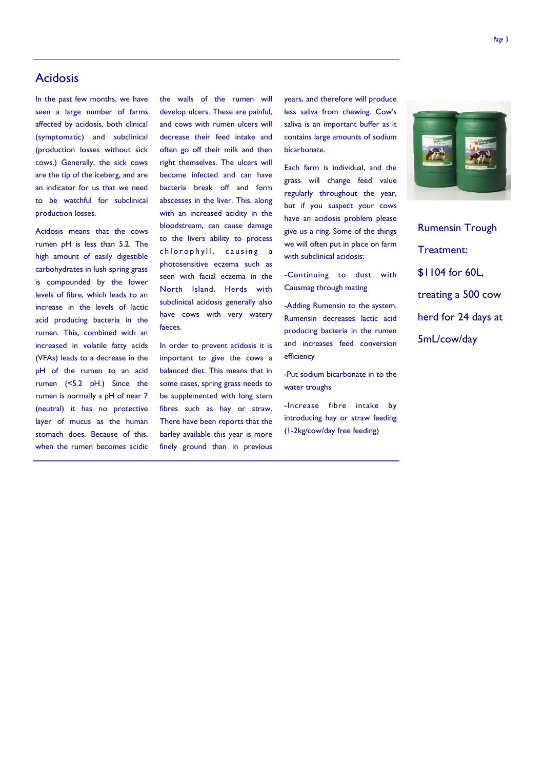## Acidosis

In the past few months, we have seen a large number of farms affected by acidosis, both clinical (symptomatic) and subclinical (production losses without sick cows.) Generally, the sick cows are the tip of the iceberg, and are an indicator for us that we need to be watchful for subclinical production losses.

Acidosis means that the cows rumen pH is less than 5.2. The high amount of easily digestible carbohydrates in lush spring grass is compounded by the lower levels of fibre, which leads to an increase in the levels of lactic acid producing bacteria in the rumen. This, combined with an increased in volatile fatty acids (VFAs) leads to a decrease in the pH of the rumen to an acid rumen (<5.2 pH.) Since the rumen is normally a pH of near 7 (neutral) it has no protective layer of mucus as the human stomach does. Because of this, when the rumen becomes acidic the walls of the rumen will develop ulcers. These are painful, and cows with rumen ulcers will decrease their feed intake and often go off their milk and then right themselves. The ulcers will become infected and can have bacteria break off and form abscesses in the liver. This, along with an increased acidity in the bloodstream, can cause damage to the livers ability to process chlorophyll, causing a photosensitive eczema such as seen with facial eczema in the North Island. Herds with subclinical acidosis generally also have cows with very watery faeces.

In order to prevent acidosis it is important to give the cows a balanced diet. This means that in some cases, spring grass needs to be supplemented with long stem fibres such as hay or straw. There have been reports that the barley available this year is more finely ground than in previous years, and therefore will produce less saliva from chewing. Cow's saliva is an important buffer as it contains large amounts of sodium bicarbonate.

Each farm is individual, and the grass will change feed value regularly throughout the year, but if you suspect your cows have an acidosis problem please give us a ring. Some of the things we will often put in place on farm with subclinical acidosis:

-Continuing to dust with Causmag through mating

-Adding Rumensin to the system. Rumensin decreases lactic acid producing bacteria in the rumen and increases feed conversion efficiency

-Put sodium bicarbonate in to the water troughs

-Increase fibre intake by introducing hay or straw feeding (1-2kg/cow/day free feeding)

Rumensin Trough Treatment:

$1104 for 60L, treating a 500 cow herd for 24 days at 5mL/cow/day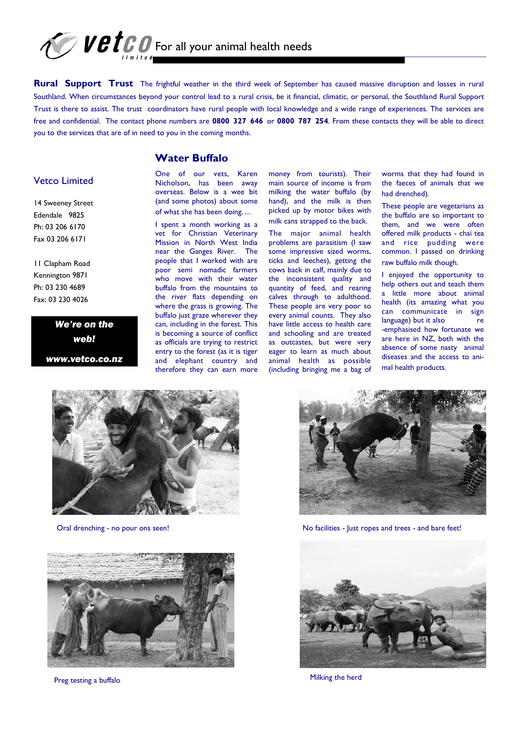# vetco limited — For all your animal health needs

**Rural Support Trust** The frightful weather in the third week of September has caused massive disruption and losses in rural Southland. When circumstances beyond your control lead to a rural crisis, be it financial, climatic, or personal, the Southland Rural Support Trust is there to assist. The trust coordinators have rural people with local knowledge and a wide range of experiences. The services are free and confidential. The contact phone numbers are **0800 327 646** or **0800 787 254**. From these contacts they will be able to direct you to the services that are of in need to you in the coming months.

## Vetco Limited

14 Sweeney Street
Edendale 9825
Ph: 03 206 6170
Fax 03 206 6171

11 Clapham Road
Kennington 9871
Ph: 03 230 4689
Fax: 03 230 4026

***We're on the web!***

***www.vetco.co.nz***

## Water Buffalo

One of our vets, Karen Nicholson, has been away overseas. Below is a wee bit (and some photos) about some of what she has been doing….

I spent a month working as a vet for Christian Veterinary Mission in North West India near the Ganges River. The people that I worked with are poor semi nomadic farmers who move with their water buffalo from the mountains to the river flats depending on where the grass is growing. The buffalo just graze wherever they can, including in the forest. This is becoming a source of conflict as officials are trying to restrict entry to the forest (as it is tiger and elephant country and therefore they can earn more money from tourists). Their main source of income is from milking the water buffalo (by hand), and the milk is then picked up by motor bikes with milk cans strapped to the back.

The major animal health problems are parasitism (I saw some impressive sized worms, ticks and leeches), getting the cows back in calf, mainly due to the inconsistent quality and quantity of feed, and rearing calves through to adulthood. These people are very poor so every animal counts. They also have little access to health care and schooling and are treated as outcastes, but were very eager to learn as much about animal health as possible (including bringing me a bag of worms that they had found in the faeces of animals that we had drenched).

These people are vegetarians as the buffalo are so important to them, and we were often offered milk products - chai tea and rice pudding were common. I passed on drinking raw buffalo milk though.

I enjoyed the opportunity to help others out and teach them a little more about animal health (its amazing what you can communicate in sign language) but it also re-emphasised how fortunate we are here in NZ, both with the absence of some nasty animal diseases and the access to animal health products.

Oral drenching - no pour ons seen!

No facilities - Just ropes and trees - and bare feet!

Preg testing a buffalo

Milking the herd